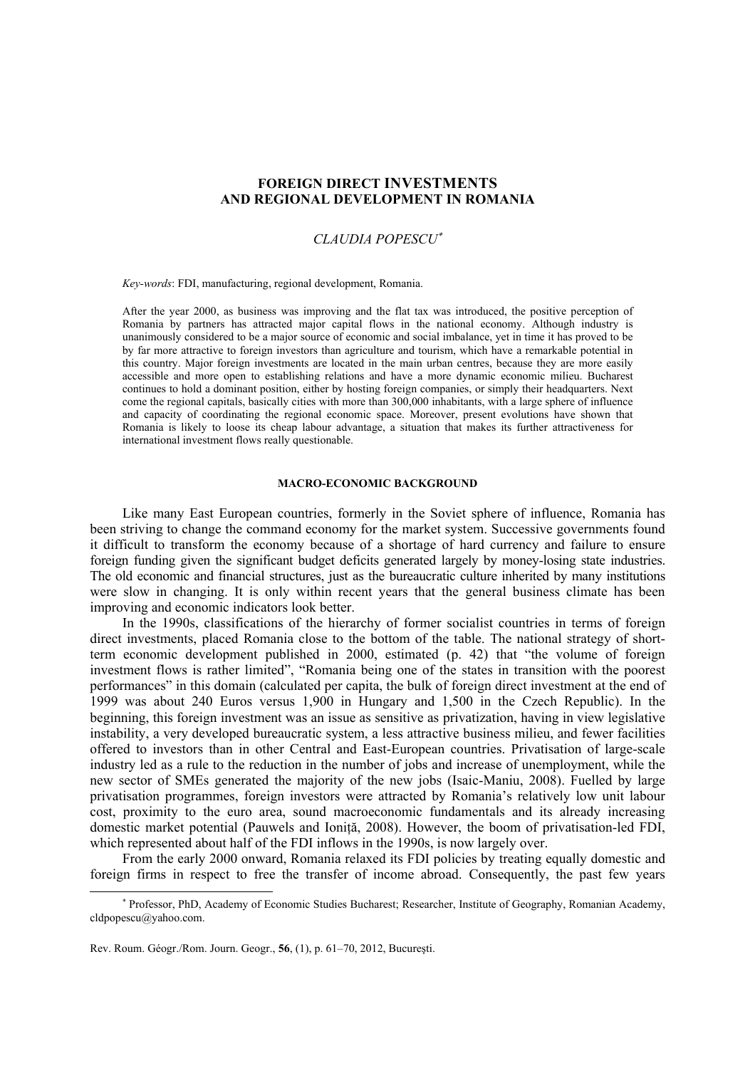# FOREIGN DIRECT INVESTMENTS AND REGIONAL DEVELOPMENT IN ROMANIA

*CLAUDIA POPESCU*[*]

*Key-words*: FDI, manufacturing, regional development, Romania.

After the year 2000, as business was improving and the flat tax was introduced, the positive perception of Romania by partners has attracted major capital flows in the national economy. Although industry is unanimously considered to be a major source of economic and social imbalance, yet in time it has proved to be by far more attractive to foreign investors than agriculture and tourism, which have a remarkable potential in this country. Major foreign investments are located in the main urban centres, because they are more easily accessible and more open to establishing relations and have a more dynamic economic milieu. Bucharest continues to hold a dominant position, either by hosting foreign companies, or simply their headquarters. Next come the regional capitals, basically cities with more than 300,000 inhabitants, with a large sphere of influence and capacity of coordinating the regional economic space. Moreover, present evolutions have shown that Romania is likely to loose its cheap labour advantage, a situation that makes its further attractiveness for international investment flows really questionable.

## MACRO-ECONOMIC BACKGROUND

Like many East European countries, formerly in the Soviet sphere of influence, Romania has been striving to change the command economy for the market system. Successive governments found it difficult to transform the economy because of a shortage of hard currency and failure to ensure foreign funding given the significant budget deficits generated largely by money-losing state industries. The old economic and financial structures, just as the bureaucratic culture inherited by many institutions were slow in changing. It is only within recent years that the general business climate has been improving and economic indicators look better.

In the 1990s, classifications of the hierarchy of former socialist countries in terms of foreign direct investments, placed Romania close to the bottom of the table. The national strategy of short-term economic development published in 2000, estimated (p. 42) that "the volume of foreign investment flows is rather limited", "Romania being one of the states in transition with the poorest performances" in this domain (calculated per capita, the bulk of foreign direct investment at the end of 1999 was about 240 Euros versus 1,900 in Hungary and 1,500 in the Czech Republic). In the beginning, this foreign investment was an issue as sensitive as privatization, having in view legislative instability, a very developed bureaucratic system, a less attractive business milieu, and fewer facilities offered to investors than in other Central and East-European countries. Privatisation of large-scale industry led as a rule to the reduction in the number of jobs and increase of unemployment, while the new sector of SMEs generated the majority of the new jobs (Isaic-Maniu, 2008). Fuelled by large privatisation programmes, foreign investors were attracted by Romania's relatively low unit labour cost, proximity to the euro area, sound macroeconomic fundamentals and its already increasing domestic market potential (Pauwels and Ioniță, 2008). However, the boom of privatisation-led FDI, which represented about half of the FDI inflows in the 1990s, is now largely over.

From the early 2000 onward, Romania relaxed its FDI policies by treating equally domestic and foreign firms in respect to free the transfer of income abroad. Consequently, the past few years

[*] Professor, PhD, Academy of Economic Studies Bucharest; Researcher, Institute of Geography, Romanian Academy, cldpopescu@yahoo.com.

Rev. Roum. Géogr./Rom. Journ. Geogr., **56**, (1), p. 61–70, 2012, București.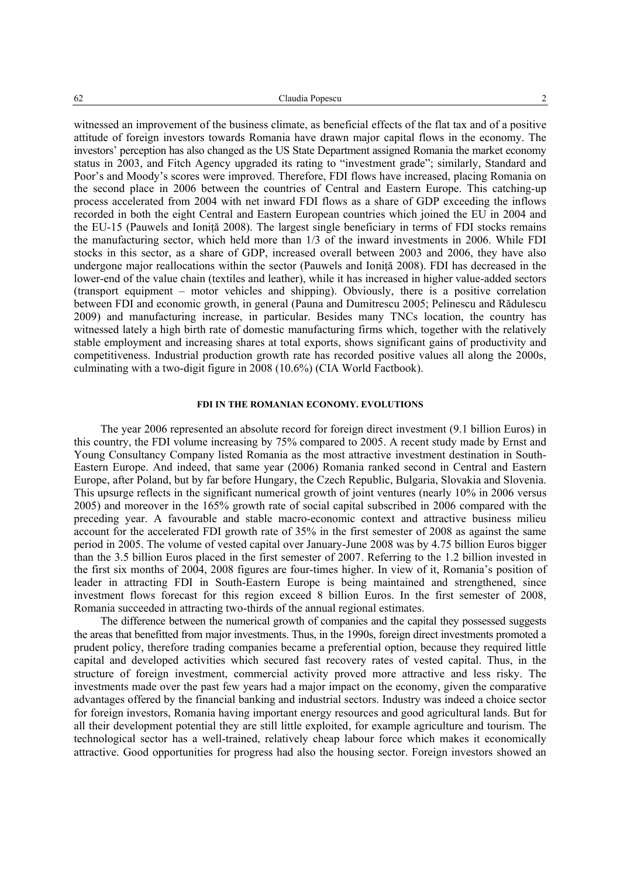witnessed an improvement of the business climate, as beneficial effects of the flat tax and of a positive attitude of foreign investors towards Romania have drawn major capital flows in the economy. The investors' perception has also changed as the US State Department assigned Romania the market economy status in 2003, and Fitch Agency upgraded its rating to "investment grade"; similarly, Standard and Poor's and Moody's scores were improved. Therefore, FDI flows have increased, placing Romania on the second place in 2006 between the countries of Central and Eastern Europe. This catching-up process accelerated from 2004 with net inward FDI flows as a share of GDP exceeding the inflows recorded in both the eight Central and Eastern European countries which joined the EU in 2004 and the EU-15 (Pauwels and Ioniţă 2008). The largest single beneficiary in terms of FDI stocks remains the manufacturing sector, which held more than 1/3 of the inward investments in 2006. While FDI stocks in this sector, as a share of GDP, increased overall between 2003 and 2006, they have also undergone major reallocations within the sector (Pauwels and Ioniţă 2008). FDI has decreased in the lower-end of the value chain (textiles and leather), while it has increased in higher value-added sectors (transport equipment – motor vehicles and shipping). Obviously, there is a positive correlation between FDI and economic growth, in general (Pauna and Dumitrescu 2005; Pelinescu and Rădulescu 2009) and manufacturing increase, in particular. Besides many TNCs location, the country has witnessed lately a high birth rate of domestic manufacturing firms which, together with the relatively stable employment and increasing shares at total exports, shows significant gains of productivity and competitiveness. Industrial production growth rate has recorded positive values all along the 2000s, culminating with a two-digit figure in 2008 (10.6%) (CIA World Factbook).

## FDI IN THE ROMANIAN ECONOMY. EVOLUTIONS

The year 2006 represented an absolute record for foreign direct investment (9.1 billion Euros) in this country, the FDI volume increasing by 75% compared to 2005. A recent study made by Ernst and Young Consultancy Company listed Romania as the most attractive investment destination in South-Eastern Europe. And indeed, that same year (2006) Romania ranked second in Central and Eastern Europe, after Poland, but by far before Hungary, the Czech Republic, Bulgaria, Slovakia and Slovenia. This upsurge reflects in the significant numerical growth of joint ventures (nearly 10% in 2006 versus 2005) and moreover in the 165% growth rate of social capital subscribed in 2006 compared with the preceding year. A favourable and stable macro-economic context and attractive business milieu account for the accelerated FDI growth rate of 35% in the first semester of 2008 as against the same period in 2005. The volume of vested capital over January-June 2008 was by 4.75 billion Euros bigger than the 3.5 billion Euros placed in the first semester of 2007. Referring to the 1.2 billion invested in the first six months of 2004, 2008 figures are four-times higher. In view of it, Romania's position of leader in attracting FDI in South-Eastern Europe is being maintained and strengthened, since investment flows forecast for this region exceed 8 billion Euros. In the first semester of 2008, Romania succeeded in attracting two-thirds of the annual regional estimates.

The difference between the numerical growth of companies and the capital they possessed suggests the areas that benefitted from major investments. Thus, in the 1990s, foreign direct investments promoted a prudent policy, therefore trading companies became a preferential option, because they required little capital and developed activities which secured fast recovery rates of vested capital. Thus, in the structure of foreign investment, commercial activity proved more attractive and less risky. The investments made over the past few years had a major impact on the economy, given the comparative advantages offered by the financial banking and industrial sectors. Industry was indeed a choice sector for foreign investors, Romania having important energy resources and good agricultural lands. But for all their development potential they are still little exploited, for example agriculture and tourism. The technological sector has a well-trained, relatively cheap labour force which makes it economically attractive. Good opportunities for progress had also the housing sector. Foreign investors showed an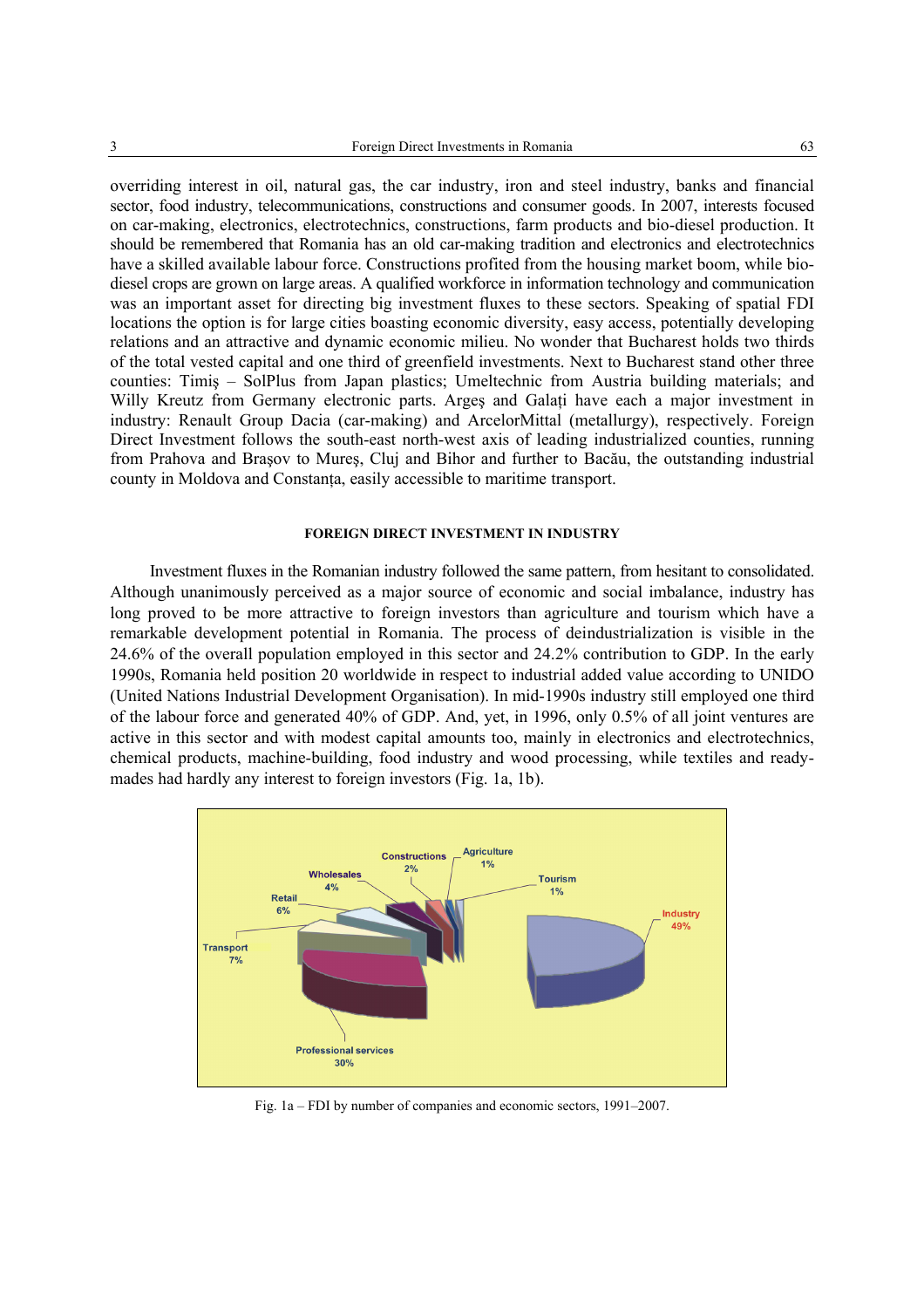overriding interest in oil, natural gas, the car industry, iron and steel industry, banks and financial sector, food industry, telecommunications, constructions and consumer goods. In 2007, interests focused on car-making, electronics, electrotechnics, constructions, farm products and bio-diesel production. It should be remembered that Romania has an old car-making tradition and electronics and electrotechnics have a skilled available labour force. Constructions profited from the housing market boom, while bio-diesel crops are grown on large areas. A qualified workforce in information technology and communication was an important asset for directing big investment fluxes to these sectors. Speaking of spatial FDI locations the option is for large cities boasting economic diversity, easy access, potentially developing relations and an attractive and dynamic economic milieu. No wonder that Bucharest holds two thirds of the total vested capital and one third of greenfield investments. Next to Bucharest stand other three counties: Timiş – SolPlus from Japan plastics; Umeltechnic from Austria building materials; and Willy Kreutz from Germany electronic parts. Argeş and Galaţi have each a major investment in industry: Renault Group Dacia (car-making) and ArcelorMittal (metallurgy), respectively. Foreign Direct Investment follows the south-east north-west axis of leading industrialized counties, running from Prahova and Braşov to Mureş, Cluj and Bihor and further to Bacău, the outstanding industrial county in Moldova and Constanţa, easily accessible to maritime transport.

## FOREIGN DIRECT INVESTMENT IN INDUSTRY

Investment fluxes in the Romanian industry followed the same pattern, from hesitant to consolidated. Although unanimously perceived as a major source of economic and social imbalance, industry has long proved to be more attractive to foreign investors than agriculture and tourism which have a remarkable development potential in Romania. The process of deindustrialization is visible in the 24.6% of the overall population employed in this sector and 24.2% contribution to GDP. In the early 1990s, Romania held position 20 worldwide in respect to industrial added value according to UNIDO (United Nations Industrial Development Organisation). In mid-1990s industry still employed one third of the labour force and generated 40% of GDP. And, yet, in 1996, only 0.5% of all joint ventures are active in this sector and with modest capital amounts too, mainly in electronics and electrotechnics, chemical products, machine-building, food industry and wood processing, while textiles and ready-mades had hardly any interest to foreign investors (Fig. 1a, 1b).

| Sector | Share |
|---|---|
| Industry | 49% |
| Professional services | 30% |
| Transport | 7% |
| Retail | 6% |
| Wholesales | 4% |
| Constructions | 2% |
| Agriculture | 1% |
| Tourism | 1% |

Fig. 1a – FDI by number of companies and economic sectors, 1991–2007.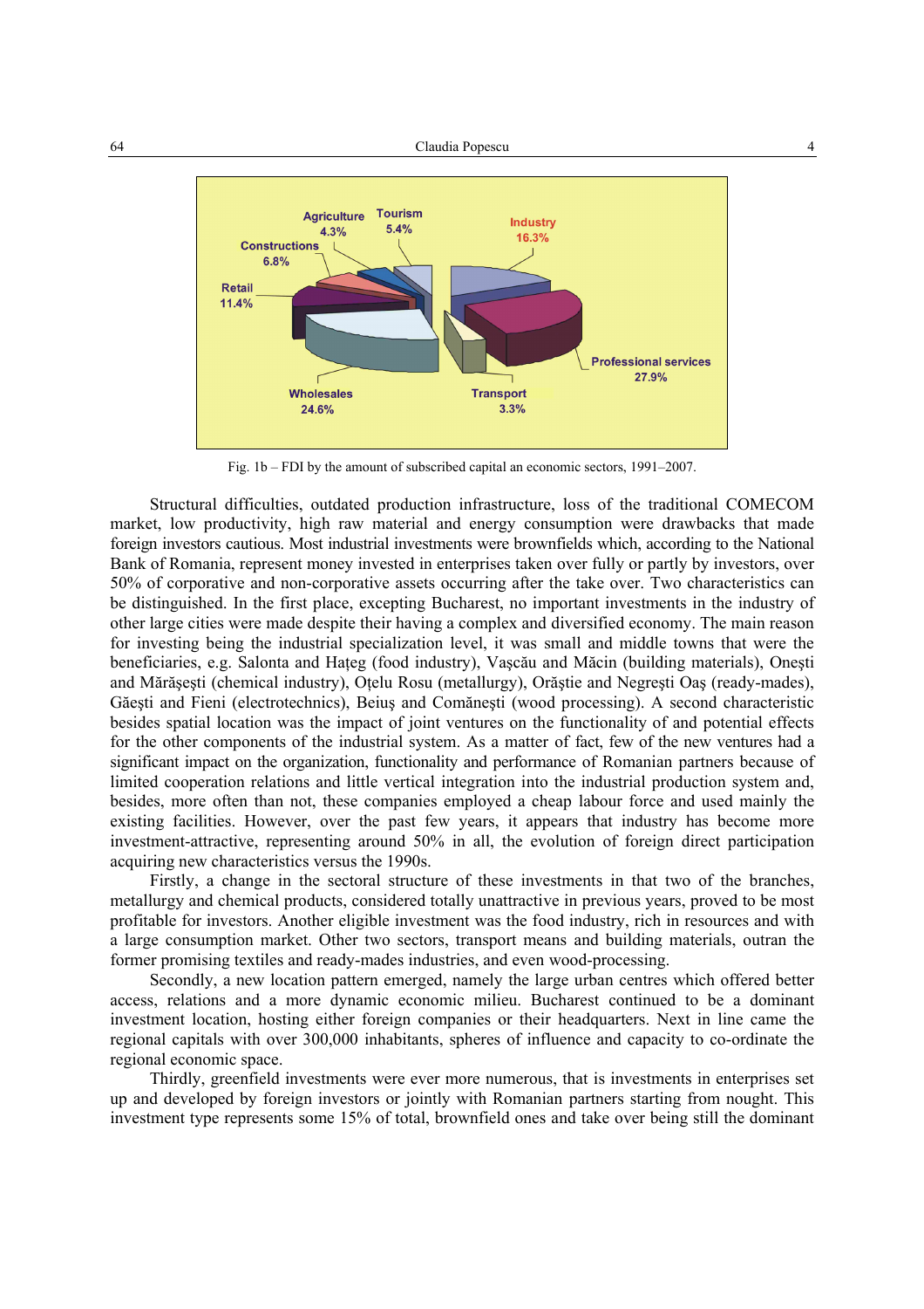Fig. 1b – FDI by the amount of subscribed capital an economic sectors, 1991–2007.

Structural difficulties, outdated production infrastructure, loss of the traditional COMECOM market, low productivity, high raw material and energy consumption were drawbacks that made foreign investors cautious. Most industrial investments were brownfields which, according to the National Bank of Romania, represent money invested in enterprises taken over fully or partly by investors, over 50% of corporative and non-corporative assets occurring after the take over. Two characteristics can be distinguished. In the first place, excepting Bucharest, no important investments in the industry of other large cities were made despite their having a complex and diversified economy. The main reason for investing being the industrial specialization level, it was small and middle towns that were the beneficiaries, e.g. Salonta and Haţeg (food industry), Vaşcău and Măcin (building materials), Oneşti and Mărăşeşti (chemical industry), Oţelu Rosu (metallurgy), Orăştie and Negreşti Oaş (ready-mades), Găeşti and Fieni (electrotechnics), Beiuş and Comăneşti (wood processing). A second characteristic besides spatial location was the impact of joint ventures on the functionality of and potential effects for the other components of the industrial system. As a matter of fact, few of the new ventures had a significant impact on the organization, functionality and performance of Romanian partners because of limited cooperation relations and little vertical integration into the industrial production system and, besides, more often than not, these companies employed a cheap labour force and used mainly the existing facilities. However, over the past few years, it appears that industry has become more investment-attractive, representing around 50% in all, the evolution of foreign direct participation acquiring new characteristics versus the 1990s.

Firstly, a change in the sectoral structure of these investments in that two of the branches, metallurgy and chemical products, considered totally unattractive in previous years, proved to be most profitable for investors. Another eligible investment was the food industry, rich in resources and with a large consumption market. Other two sectors, transport means and building materials, outran the former promising textiles and ready-mades industries, and even wood-processing.

Secondly, a new location pattern emerged, namely the large urban centres which offered better access, relations and a more dynamic economic milieu. Bucharest continued to be a dominant investment location, hosting either foreign companies or their headquarters. Next in line came the regional capitals with over 300,000 inhabitants, spheres of influence and capacity to co-ordinate the regional economic space.

Thirdly, greenfield investments were ever more numerous, that is investments in enterprises set up and developed by foreign investors or jointly with Romanian partners starting from nought. This investment type represents some 15% of total, brownfield ones and take over being still the dominant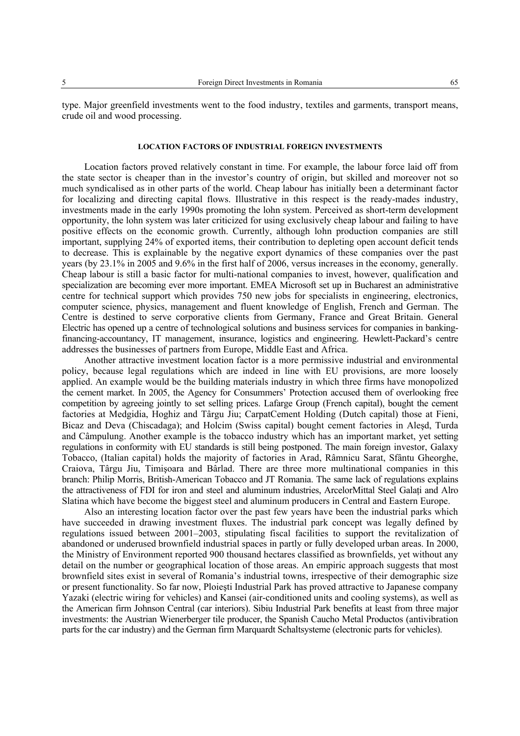type. Major greenfield investments went to the food industry, textiles and garments, transport means, crude oil and wood processing.

## LOCATION FACTORS OF INDUSTRIAL FOREIGN INVESTMENTS

Location factors proved relatively constant in time. For example, the labour force laid off from the state sector is cheaper than in the investor's country of origin, but skilled and moreover not so much syndicalised as in other parts of the world. Cheap labour has initially been a determinant factor for localizing and directing capital flows. Illustrative in this respect is the ready-mades industry, investments made in the early 1990s promoting the lohn system. Perceived as short-term development opportunity, the lohn system was later criticized for using exclusively cheap labour and failing to have positive effects on the economic growth. Currently, although lohn production companies are still important, supplying 24% of exported items, their contribution to depleting open account deficit tends to decrease. This is explainable by the negative export dynamics of these companies over the past years (by 23.1% in 2005 and 9.6% in the first half of 2006, versus increases in the economy, generally. Cheap labour is still a basic factor for multi-national companies to invest, however, qualification and specialization are becoming ever more important. EMEA Microsoft set up in Bucharest an administrative centre for technical support which provides 750 new jobs for specialists in engineering, electronics, computer science, physics, management and fluent knowledge of English, French and German. The Centre is destined to serve corporative clients from Germany, France and Great Britain. General Electric has opened up a centre of technological solutions and business services for companies in banking-financing-accountancy, IT management, insurance, logistics and engineering. Hewlett-Packard's centre addresses the businesses of partners from Europe, Middle East and Africa.

Another attractive investment location factor is a more permissive industrial and environmental policy, because legal regulations which are indeed in line with EU provisions, are more loosely applied. An example would be the building materials industry in which three firms have monopolized the cement market. In 2005, the Agency for Consummers' Protection accused them of overlooking free competition by agreeing jointly to set selling prices. Lafarge Group (French capital), bought the cement factories at Medgidia, Hoghiz and Târgu Jiu; CarpatCement Holding (Dutch capital) those at Fieni, Bicaz and Deva (Chiscadaga); and Holcim (Swiss capital) bought cement factories in Aleşd, Turda and Câmpulung. Another example is the tobacco industry which has an important market, yet setting regulations in conformity with EU standards is still being postponed. The main foreign investor, Galaxy Tobacco, (Italian capital) holds the majority of factories in Arad, Râmnicu Sarat, Sfântu Gheorghe, Craiova, Târgu Jiu, Timişoara and Bârlad. There are three more multinational companies in this branch: Philip Morris, British-American Tobacco and JT Romania. The same lack of regulations explains the attractiveness of FDI for iron and steel and aluminum industries, ArcelorMittal Steel Galați and Alro Slatina which have become the biggest steel and aluminum producers in Central and Eastern Europe.

Also an interesting location factor over the past few years have been the industrial parks which have succeeded in drawing investment fluxes. The industrial park concept was legally defined by regulations issued between 2001–2003, stipulating fiscal facilities to support the revitalization of abandoned or underused brownfield industrial spaces in partly or fully developed urban areas. In 2000, the Ministry of Environment reported 900 thousand hectares classified as brownfields, yet without any detail on the number or geographical location of those areas. An empiric approach suggests that most brownfield sites exist in several of Romania's industrial towns, irrespective of their demographic size or present functionality. So far now, Ploieşti Industrial Park has proved attractive to Japanese company Yazaki (electric wiring for vehicles) and Kansei (air-conditioned units and cooling systems), as well as the American firm Johnson Central (car interiors). Sibiu Industrial Park benefits at least from three major investments: the Austrian Wienerberger tile producer, the Spanish Caucho Metal Productos (antivibration parts for the car industry) and the German firm Marquardt Schaltsysteme (electronic parts for vehicles).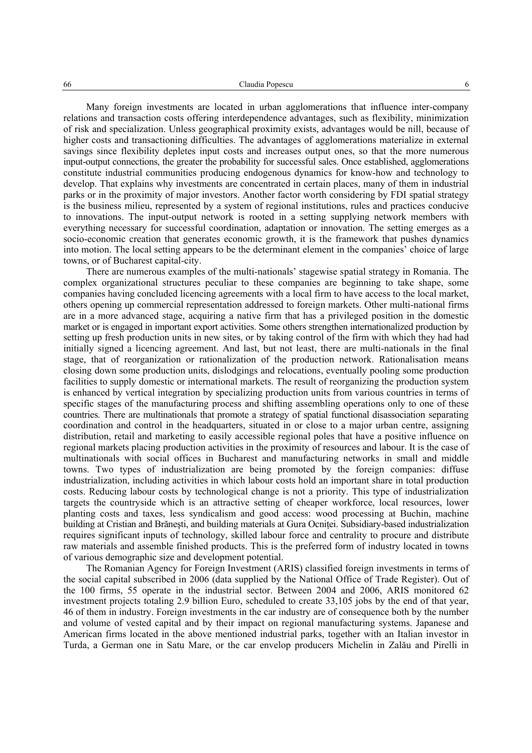Many foreign investments are located in urban agglomerations that influence inter-company relations and transaction costs offering interdependence advantages, such as flexibility, minimization of risk and specialization. Unless geographical proximity exists, advantages would be nill, because of higher costs and transactioning difficulties. The advantages of agglomerations materialize in external savings since flexibility depletes input costs and increases output ones, so that the more numerous input-output connections, the greater the probability for successful sales. Once established, agglomerations constitute industrial communities producing endogenous dynamics for know-how and technology to develop. That explains why investments are concentrated in certain places, many of them in industrial parks or in the proximity of major investors. Another factor worth considering by FDI spatial strategy is the business milieu, represented by a system of regional institutions, rules and practices conducive to innovations. The input-output network is rooted in a setting supplying network members with everything necessary for successful coordination, adaptation or innovation. The setting emerges as a socio-economic creation that generates economic growth, it is the framework that pushes dynamics into motion. The local setting appears to be the determinant element in the companies' choice of large towns, or of Bucharest capital-city.

There are numerous examples of the multi-nationals' stagewise spatial strategy in Romania. The complex organizational structures peculiar to these companies are beginning to take shape, some companies having concluded licencing agreements with a local firm to have access to the local market, others opening up commercial representation addressed to foreign markets. Other multi-national firms are in a more advanced stage, acquiring a native firm that has a privileged position in the domestic market or is engaged in important export activities. Some others strengthen internationalized production by setting up fresh production units in new sites, or by taking control of the firm with which they had had initially signed a licencing agreement. And last, but not least, there are multi-nationals in the final stage, that of reorganization or rationalization of the production network. Rationalisation means closing down some production units, dislodgings and relocations, eventually pooling some production facilities to supply domestic or international markets. The result of reorganizing the production system is enhanced by vertical integration by specializing production units from various countries in terms of specific stages of the manufacturing process and shifting assembling operations only to one of these countries. There are multinationals that promote a strategy of spatial functional disassociation separating coordination and control in the headquarters, situated in or close to a major urban centre, assigning distribution, retail and marketing to easily accessible regional poles that have a positive influence on regional markets placing production activities in the proximity of resources and labour. It is the case of multinationals with social offices in Bucharest and manufacturing networks in small and middle towns. Two types of industrialization are being promoted by the foreign companies: diffuse industrialization, including activities in which labour costs hold an important share in total production costs. Reducing labour costs by technological change is not a priority. This type of industrialization targets the countryside which is an attractive setting of cheaper workforce, local resources, lower planting costs and taxes, less syndicalism and good access: wood processing at Buchin, machine building at Cristian and Brănești, and building materials at Gura Ocniței. Subsidiary-based industrialization requires significant inputs of technology, skilled labour force and centrality to procure and distribute raw materials and assemble finished products. This is the preferred form of industry located in towns of various demographic size and development potential.

The Romanian Agency for Foreign Investment (ARIS) classified foreign investments in terms of the social capital subscribed in 2006 (data supplied by the National Office of Trade Register). Out of the 100 firms, 55 operate in the industrial sector. Between 2004 and 2006, ARIS monitored 62 investment projects totaling 2.9 billion Euro, scheduled to create 33,105 jobs by the end of that year, 46 of them in industry. Foreign investments in the car industry are of consequence both by the number and volume of vested capital and by their impact on regional manufacturing systems. Japanese and American firms located in the above mentioned industrial parks, together with an Italian investor in Turda, a German one in Satu Mare, or the car envelop producers Michelin in Zalău and Pirelli in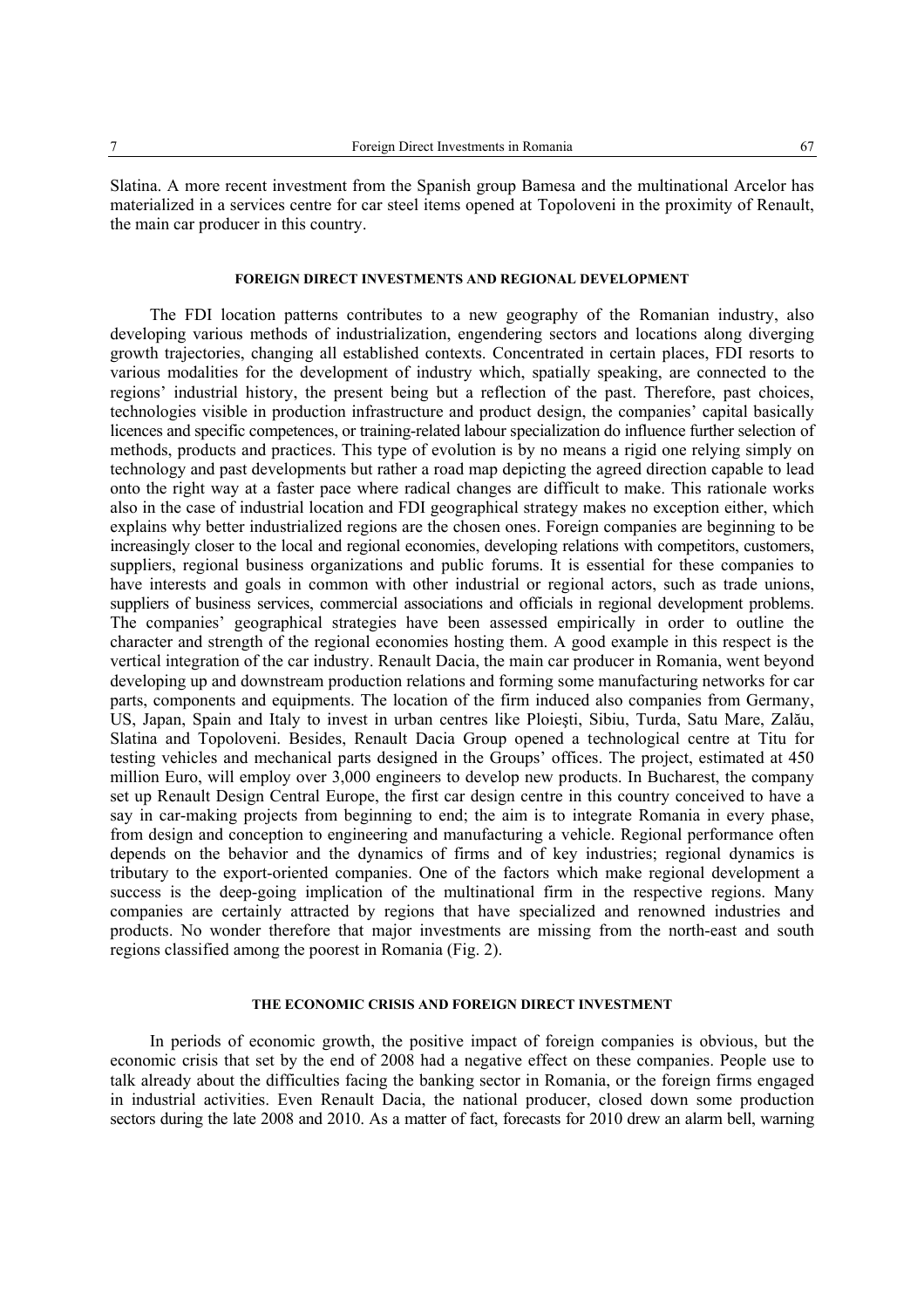Slatina. A more recent investment from the Spanish group Bamesa and the multinational Arcelor has materialized in a services centre for car steel items opened at Topoloveni in the proximity of Renault, the main car producer in this country.

## FOREIGN DIRECT INVESTMENTS AND REGIONAL DEVELOPMENT

The FDI location patterns contributes to a new geography of the Romanian industry, also developing various methods of industrialization, engendering sectors and locations along diverging growth trajectories, changing all established contexts. Concentrated in certain places, FDI resorts to various modalities for the development of industry which, spatially speaking, are connected to the regions' industrial history, the present being but a reflection of the past. Therefore, past choices, technologies visible in production infrastructure and product design, the companies' capital basically licences and specific competences, or training-related labour specialization do influence further selection of methods, products and practices. This type of evolution is by no means a rigid one relying simply on technology and past developments but rather a road map depicting the agreed direction capable to lead onto the right way at a faster pace where radical changes are difficult to make. This rationale works also in the case of industrial location and FDI geographical strategy makes no exception either, which explains why better industrialized regions are the chosen ones. Foreign companies are beginning to be increasingly closer to the local and regional economies, developing relations with competitors, customers, suppliers, regional business organizations and public forums. It is essential for these companies to have interests and goals in common with other industrial or regional actors, such as trade unions, suppliers of business services, commercial associations and officials in regional development problems. The companies' geographical strategies have been assessed empirically in order to outline the character and strength of the regional economies hosting them. A good example in this respect is the vertical integration of the car industry. Renault Dacia, the main car producer in Romania, went beyond developing up and downstream production relations and forming some manufacturing networks for car parts, components and equipments. The location of the firm induced also companies from Germany, US, Japan, Spain and Italy to invest in urban centres like Ploieşti, Sibiu, Turda, Satu Mare, Zalău, Slatina and Topoloveni. Besides, Renault Dacia Group opened a technological centre at Titu for testing vehicles and mechanical parts designed in the Groups' offices. The project, estimated at 450 million Euro, will employ over 3,000 engineers to develop new products. In Bucharest, the company set up Renault Design Central Europe, the first car design centre in this country conceived to have a say in car-making projects from beginning to end; the aim is to integrate Romania in every phase, from design and conception to engineering and manufacturing a vehicle. Regional performance often depends on the behavior and the dynamics of firms and of key industries; regional dynamics is tributary to the export-oriented companies. One of the factors which make regional development a success is the deep-going implication of the multinational firm in the respective regions. Many companies are certainly attracted by regions that have specialized and renowned industries and products. No wonder therefore that major investments are missing from the north-east and south regions classified among the poorest in Romania (Fig. 2).

## THE ECONOMIC CRISIS AND FOREIGN DIRECT INVESTMENT

In periods of economic growth, the positive impact of foreign companies is obvious, but the economic crisis that set by the end of 2008 had a negative effect on these companies. People use to talk already about the difficulties facing the banking sector in Romania, or the foreign firms engaged in industrial activities. Even Renault Dacia, the national producer, closed down some production sectors during the late 2008 and 2010. As a matter of fact, forecasts for 2010 drew an alarm bell, warning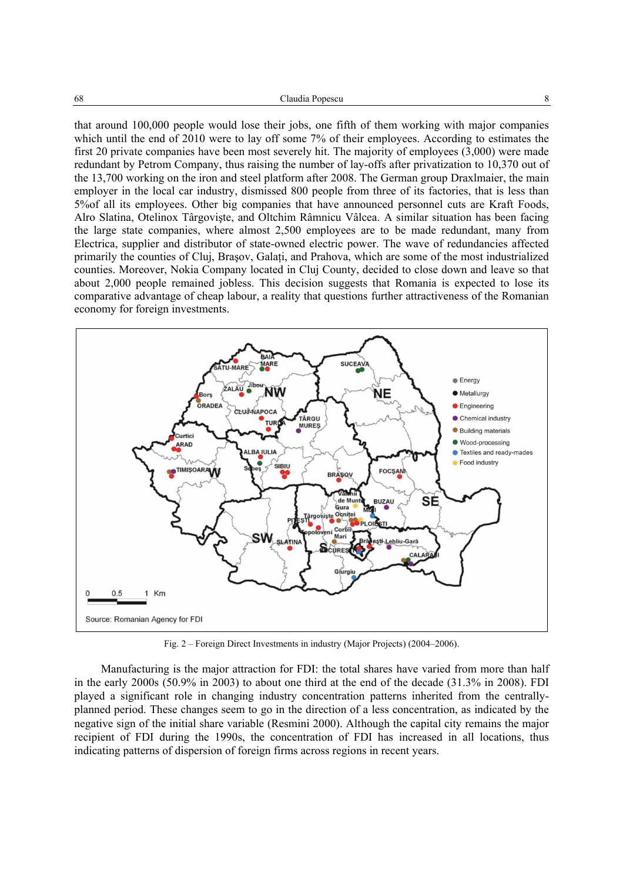that around 100,000 people would lose their jobs, one fifth of them working with major companies which until the end of 2010 were to lay off some 7% of their employees. According to estimates the first 20 private companies have been most severely hit. The majority of employees (3,000) were made redundant by Petrom Company, thus raising the number of lay-offs after privatization to 10,370 out of the 13,700 working on the iron and steel platform after 2008. The German group Draxlmaier, the main employer in the local car industry, dismissed 800 people from three of its factories, that is less than 5%of all its employees. Other big companies that have announced personnel cuts are Kraft Foods, Alro Slatina, Otelinox Târgovişte, and Oltchim Râmnicu Vâlcea. A similar situation has been facing the large state companies, where almost 2,500 employees are to be made redundant, many from Electrica, supplier and distributor of state-owned electric power. The wave of redundancies affected primarily the counties of Cluj, Braşov, Galaţi, and Prahova, which are some of the most industrialized counties. Moreover, Nokia Company located in Cluj County, decided to close down and leave so that about 2,000 people remained jobless. This decision suggests that Romania is expected to lose its comparative advantage of cheap labour, a reality that questions further attractiveness of the Romanian economy for foreign investments.

Fig. 2 – Foreign Direct Investments in industry (Major Projects) (2004–2006).

Manufacturing is the major attraction for FDI: the total shares have varied from more than half in the early 2000s (50.9% in 2003) to about one third at the end of the decade (31.3% in 2008). FDI played a significant role in changing industry concentration patterns inherited from the centrally-planned period. These changes seem to go in the direction of a less concentration, as indicated by the negative sign of the initial share variable (Resmini 2000). Although the capital city remains the major recipient of FDI during the 1990s, the concentration of FDI has increased in all locations, thus indicating patterns of dispersion of foreign firms across regions in recent years.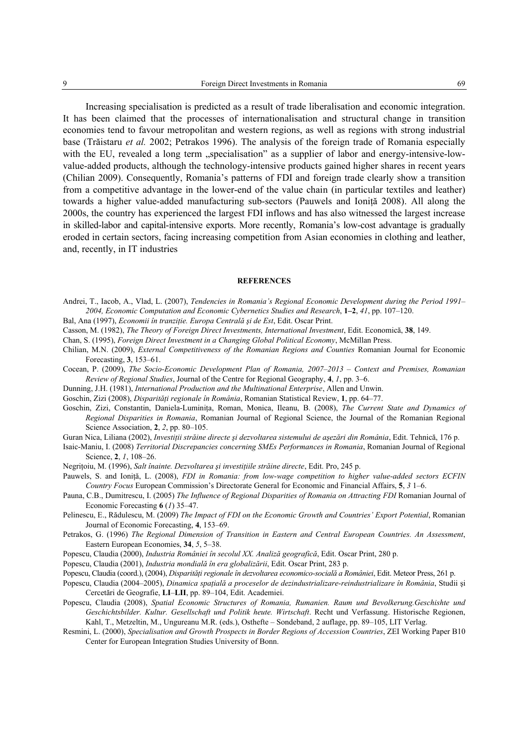Increasing specialisation is predicted as a result of trade liberalisation and economic integration. It has been claimed that the processes of internationalisation and structural change in transition economies tend to favour metropolitan and western regions, as well as regions with strong industrial base (Trăistaru *et al.* 2002; Petrakos 1996). The analysis of the foreign trade of Romania especially with the EU, revealed a long term „specialisation" as a supplier of labor and energy-intensive-low-value-added products, although the technology-intensive products gained higher shares in recent years (Chilian 2009). Consequently, Romania's patterns of FDI and foreign trade clearly show a transition from a competitive advantage in the lower-end of the value chain (in particular textiles and leather) towards a higher value-added manufacturing sub-sectors (Pauwels and Ioniță 2008). All along the 2000s, the country has experienced the largest FDI inflows and has also witnessed the largest increase in skilled-labor and capital-intensive exports. More recently, Romania's low-cost advantage is gradually eroded in certain sectors, facing increasing competition from Asian economies in clothing and leather, and, recently, in IT industries

## REFERENCES

Andrei, T., Iacob, A., Vlad, L. (2007), *Tendencies in Romania's Regional Economic Development during the Period 1991–2004, Economic Computation and Economic Cybernetics Studies and Research*, **1–2**, *41*, pp. 107–120.

Bal, Ana (1997), *Economii în tranziție. Europa Centrală și de Est*, Edit. Oscar Print.

Casson, M. (1982), *The Theory of Foreign Direct Investments, International Investment*, Edit. Economică, **38**, 149.

Chan, S. (1995), *Foreign Direct Investment in a Changing Global Political Economy*, McMillan Press.

Chilian, M.N. (2009), *External Competitiveness of the Romanian Regions and Counties* Romanian Journal for Economic Forecasting, **3**, 153–61.

Cocean, P. (2009), *The Socio-Economic Development Plan of Romania, 2007–2013 – Context and Premises, Romanian Review of Regional Studies*, Journal of the Centre for Regional Geography, **4**, *1*, pp. 3–6.

Dunning, J.H. (1981), *International Production and the Multinational Enterprise*, Allen and Unwin.

Goschin, Zizi (2008), *Disparități regionale în România*, Romanian Statistical Review, **1**, pp. 64–77.

Goschin, Zizi, Constantin, Daniela-Luminița, Roman, Monica, Ileanu, B. (2008), *The Current State and Dynamics of Regional Disparities in Romania*, Romanian Journal of Regional Science, the Journal of the Romanian Regional Science Association, **2**, *2*, pp. 80–105.

Guran Nica, Liliana (2002), *Investiții străine directe și dezvoltarea sistemului de așezări din România*, Edit. Tehnică, 176 p.

Isaic-Maniu, I. (2008) *Territorial Discrepancies concerning SMEs Performances in Romania*, Romanian Journal of Regional Science, **2**, *1*, 108–26.

Negrițoiu, M. (1996), *Salt înainte. Dezvoltarea și investițiile străine directe*, Edit. Pro, 245 p.

Pauwels, S. and Ioniță, L. (2008), *FDI in Romania: from low-wage competition to higher value-added sectors ECFIN Country Focus* European Commission's Directorate General for Economic and Financial Affairs, **5**, *3* 1–6.

Pauna, C.B., Dumitrescu, I. (2005) *The Influence of Regional Disparities of Romania on Attracting FDI* Romanian Journal of Economic Forecasting **6** (*1*) 35–47.

Pelinescu, E., Rădulescu, M. (2009) *The Impact of FDI on the Economic Growth and Countries' Export Potential*, Romanian Journal of Economic Forecasting, **4**, 153–69.

Petrakos, G. (1996) *The Regional Dimension of Transition in Eastern and Central European Countries. An Assessment*, Eastern European Economies, **34**, *5*, 5–38.

Popescu, Claudia (2000), *Industria României în secolul XX. Analiză geografică*, Edit. Oscar Print, 280 p.

Popescu, Claudia (2001), *Industria mondială în era globalizării*, Edit. Oscar Print, 283 p.

Popescu, Claudia (coord.), (2004), *Disparități regionale în dezvoltarea economico-socială a României*, Edit. Meteor Press, 261 p.

Popescu, Claudia (2004–2005), *Dinamica spațială a proceselor de dezindustrializare-reindustrializare în România*, Studii și Cercetări de Geografie, **LI**–**LII**, pp. 89–104, Edit. Academiei.

Popescu, Claudia (2008), *Spatial Economic Structures of Romania, Rumanien. Raum und Bevolkerung.Geschishte und Geschichtsbilder. Kultur. Gesellschaft und Politik heute. Wirtschaft*. Recht und Verfassung. Historische Regionen, Kahl, T., Metzeltin, M., Ungureanu M.R. (eds.), Osthefte – Sondeband, 2 auflage, pp. 89–105, LIT Verlag.

Resmini, L. (2000), *Specialisation and Growth Prospects in Border Regions of Accession Countries*, ZEI Working Paper B10 Center for European Integration Studies University of Bonn.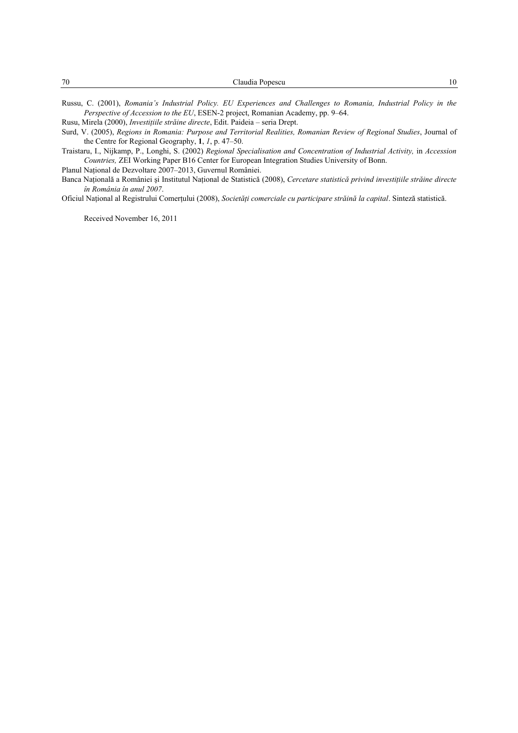Russu, C. (2001), *Romania's Industrial Policy. EU Experiences and Challenges to Romania, Industrial Policy in the Perspective of Accession to the EU*, ESEN-2 project, Romanian Academy, pp. 9–64.

Rusu, Mirela (2000), *Investițiile străine directe*, Edit. Paideia – seria Drept.

Surd, V. (2005), *Regions in Romania: Purpose and Territorial Realities, Romanian Review of Regional Studies*, Journal of the Centre for Regional Geography, **1**, *1*, p. 47–50.

Traistaru, I., Nijkamp, P., Longhi, S. (2002) *Regional Specialisation and Concentration of Industrial Activity,* in *Accession Countries,* ZEI Working Paper B16 Center for European Integration Studies University of Bonn.

Planul Național de Dezvoltare 2007–2013, Guvernul României.

Banca Națională a României şi Institutul Național de Statistică (2008), *Cercetare statistică privind investițiile străine directe în România în anul 2007*.

Oficiul Național al Registrului Comerțului (2008), *Societăți comerciale cu participare străină la capital*. Sinteză statistică.

Received November 16, 2011